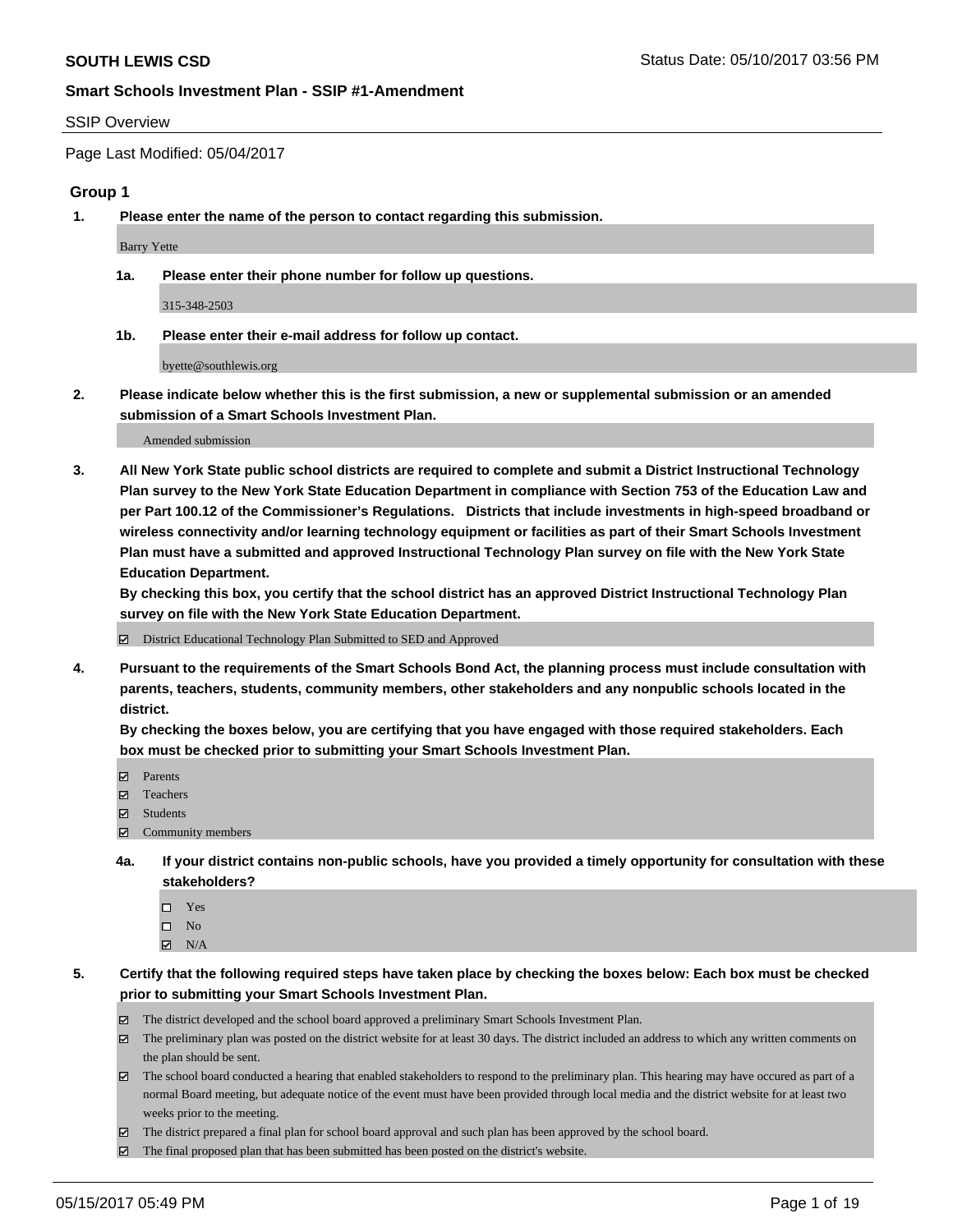**SOUTH LEWIS CSD** Status Date: 05/10/2017 03:56 PM

## Smart Schools Investment Plan - SSIP #1-Amendment

SSIP Overview

Page Last Modified: 05/04/2017

### Group 1

**1. Please enter the name of the person to contact regarding this submission.**

Barry Yette

**1a. Please enter their phone number for follow up questions.**

315-348-2503

**1b. Please enter their e-mail address for follow up contact.**

byette@southlewis.org

**2. Please indicate below whether this is the first submission, a new or supplemental submission or an amended submission of a Smart Schools Investment Plan.**

Amended submission

**3. All New York State public school districts are required to complete and submit a District Instructional Technology Plan survey to the New York State Education Department in compliance with Section 753 of the Education Law and per Part 100.12 of the Commissioner's Regulations. Districts that include investments in high-speed broadband or wireless connectivity and/or learning technology equipment or facilities as part of their Smart Schools Investment Plan must have a submitted and approved Instructional Technology Plan survey on file with the New York State Education Department.**
**By checking this box, you certify that the school district has an approved District Instructional Technology Plan survey on file with the New York State Education Department.**

- ☑ District Educational Technology Plan Submitted to SED and Approved

**4. Pursuant to the requirements of the Smart Schools Bond Act, the planning process must include consultation with parents, teachers, students, community members, other stakeholders and any nonpublic schools located in the district.**
**By checking the boxes below, you are certifying that you have engaged with those required stakeholders. Each box must be checked prior to submitting your Smart Schools Investment Plan.**

- ☑ Parents
- ☑ Teachers
- ☑ Students
- ☑ Community members

**4a. If your district contains non-public schools, have you provided a timely opportunity for consultation with these stakeholders?**

- ☐ Yes
- ☐ No
- ☑ N/A

**5. Certify that the following required steps have taken place by checking the boxes below: Each box must be checked prior to submitting your Smart Schools Investment Plan.**

- ☑ The district developed and the school board approved a preliminary Smart Schools Investment Plan.
- ☑ The preliminary plan was posted on the district website for at least 30 days. The district included an address to which any written comments on the plan should be sent.
- ☑ The school board conducted a hearing that enabled stakeholders to respond to the preliminary plan. This hearing may have occured as part of a normal Board meeting, but adequate notice of the event must have been provided through local media and the district website for at least two weeks prior to the meeting.
- ☑ The district prepared a final plan for school board approval and such plan has been approved by the school board.
- ☑ The final proposed plan that has been submitted has been posted on the district's website.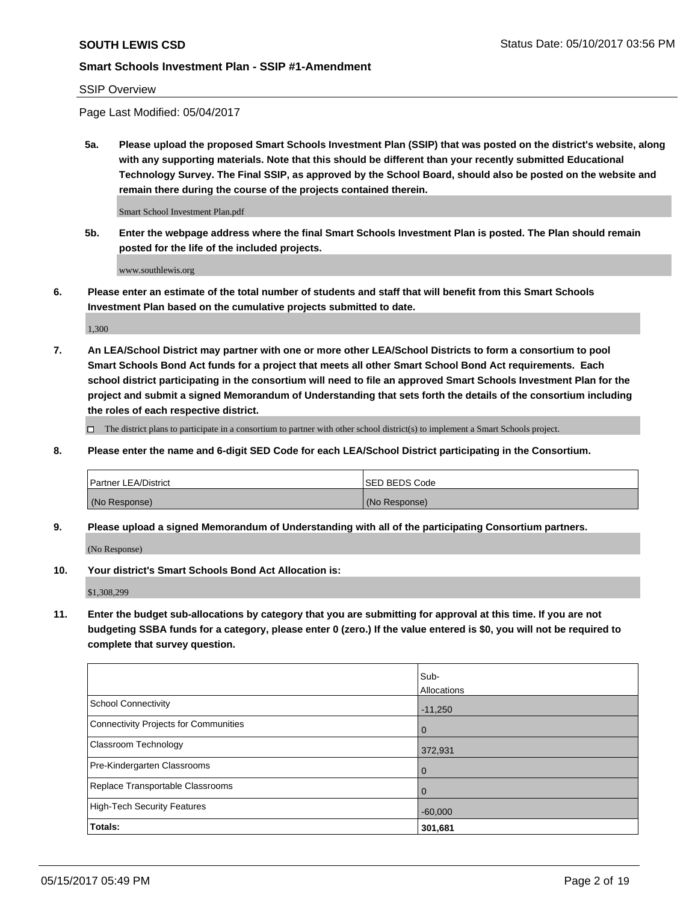**SOUTH LEWIS CSD**

**Smart Schools Investment Plan - SSIP #1-Amendment**

SSIP Overview

Page Last Modified: 05/04/2017

**5a. Please upload the proposed Smart Schools Investment Plan (SSIP) that was posted on the district's website, along with any supporting materials. Note that this should be different than your recently submitted Educational Technology Survey. The Final SSIP, as approved by the School Board, should also be posted on the website and remain there during the course of the projects contained therein.**

Smart School Investment Plan.pdf

**5b. Enter the webpage address where the final Smart Schools Investment Plan is posted. The Plan should remain posted for the life of the included projects.**

www.southlewis.org

**6. Please enter an estimate of the total number of students and staff that will benefit from this Smart Schools Investment Plan based on the cumulative projects submitted to date.**

1,300

**7. An LEA/School District may partner with one or more other LEA/School Districts to form a consortium to pool Smart Schools Bond Act funds for a project that meets all other Smart School Bond Act requirements. Each school district participating in the consortium will need to file an approved Smart Schools Investment Plan for the project and submit a signed Memorandum of Understanding that sets forth the details of the consortium including the roles of each respective district.**

☐ The district plans to participate in a consortium to partner with other school district(s) to implement a Smart Schools project.

**8. Please enter the name and 6-digit SED Code for each LEA/School District participating in the Consortium.**

| Partner LEA/District | SED BEDS Code |
| --- | --- |
| (No Response) | (No Response) |

**9. Please upload a signed Memorandum of Understanding with all of the participating Consortium partners.**

(No Response)

**10. Your district's Smart Schools Bond Act Allocation is:**

$1,308,299

**11. Enter the budget sub-allocations by category that you are submitting for approval at this time. If you are not budgeting SSBA funds for a category, please enter 0 (zero.) If the value entered is $0, you will not be required to complete that survey question.**

| | Sub-Allocations |
| --- | --- |
| School Connectivity | -11,250 |
| Connectivity Projects for Communities | 0 |
| Classroom Technology | 372,931 |
| Pre-Kindergarten Classrooms | 0 |
| Replace Transportable Classrooms | 0 |
| High-Tech Security Features | -60,000 |
| **Totals:** | **301,681** |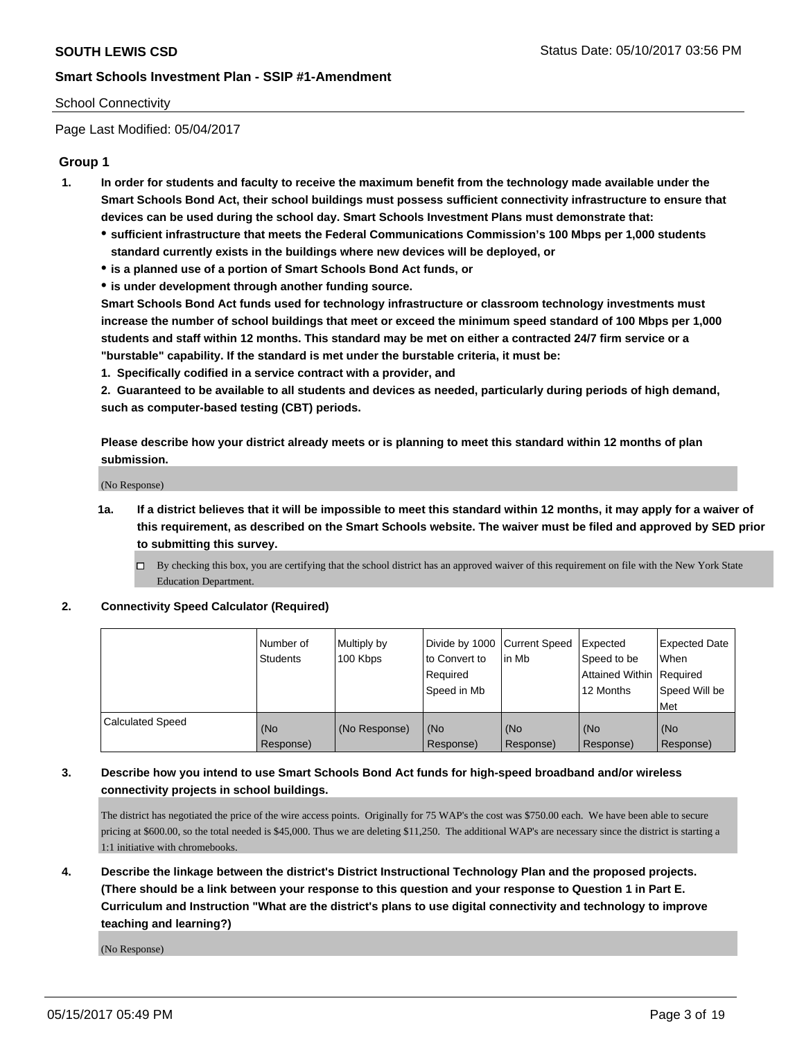School Connectivity

Page Last Modified: 05/04/2017

## Group 1

1. **In order for students and faculty to receive the maximum benefit from the technology made available under the Smart Schools Bond Act, their school buildings must possess sufficient connectivity infrastructure to ensure that devices can be used during the school day. Smart Schools Investment Plans must demonstrate that:**
   - **sufficient infrastructure that meets the Federal Communications Commission's 100 Mbps per 1,000 students standard currently exists in the buildings where new devices will be deployed, or**
   - **is a planned use of a portion of Smart Schools Bond Act funds, or**
   - **is under development through another funding source.**

   **Smart Schools Bond Act funds used for technology infrastructure or classroom technology investments must increase the number of school buildings that meet or exceed the minimum speed standard of 100 Mbps per 1,000 students and staff within 12 months. This standard may be met on either a contracted 24/7 firm service or a "burstable" capability. If the standard is met under the burstable criteria, it must be:**

   **1. Specifically codified in a service contract with a provider, and**

   **2. Guaranteed to be available to all students and devices as needed, particularly during periods of high demand, such as computer-based testing (CBT) periods.**

   **Please describe how your district already meets or is planning to meet this standard within 12 months of plan submission.**

   (No Response)

   1a. **If a district believes that it will be impossible to meet this standard within 12 months, it may apply for a waiver of this requirement, as described on the Smart Schools website. The waiver must be filed and approved by SED prior to submitting this survey.**

   ☐ By checking this box, you are certifying that the school district has an approved waiver of this requirement on file with the New York State Education Department.

2. **Connectivity Speed Calculator (Required)**

| | Number of Students | Multiply by 100 Kbps | Divide by 1000 to Convert to Required Speed in Mb | Current Speed in Mb | Expected Speed to be Attained Within 12 Months | Expected Date When Required Speed Will be Met |
|---|---|---|---|---|---|---|
| Calculated Speed | (No Response) | (No Response) | (No Response) | (No Response) | (No Response) | (No Response) |

3. **Describe how you intend to use Smart Schools Bond Act funds for high-speed broadband and/or wireless connectivity projects in school buildings.**

   The district has negotiated the price of the wire access points. Originally for 75 WAP's the cost was $750.00 each. We have been able to secure pricing at $600.00, so the total needed is $45,000. Thus we are deleting $11,250. The additional WAP's are necessary since the district is starting a 1:1 initiative with chromebooks.

4. **Describe the linkage between the district's District Instructional Technology Plan and the proposed projects. (There should be a link between your response to this question and your response to Question 1 in Part E. Curriculum and Instruction "What are the district's plans to use digital connectivity and technology to improve teaching and learning?)**

   (No Response)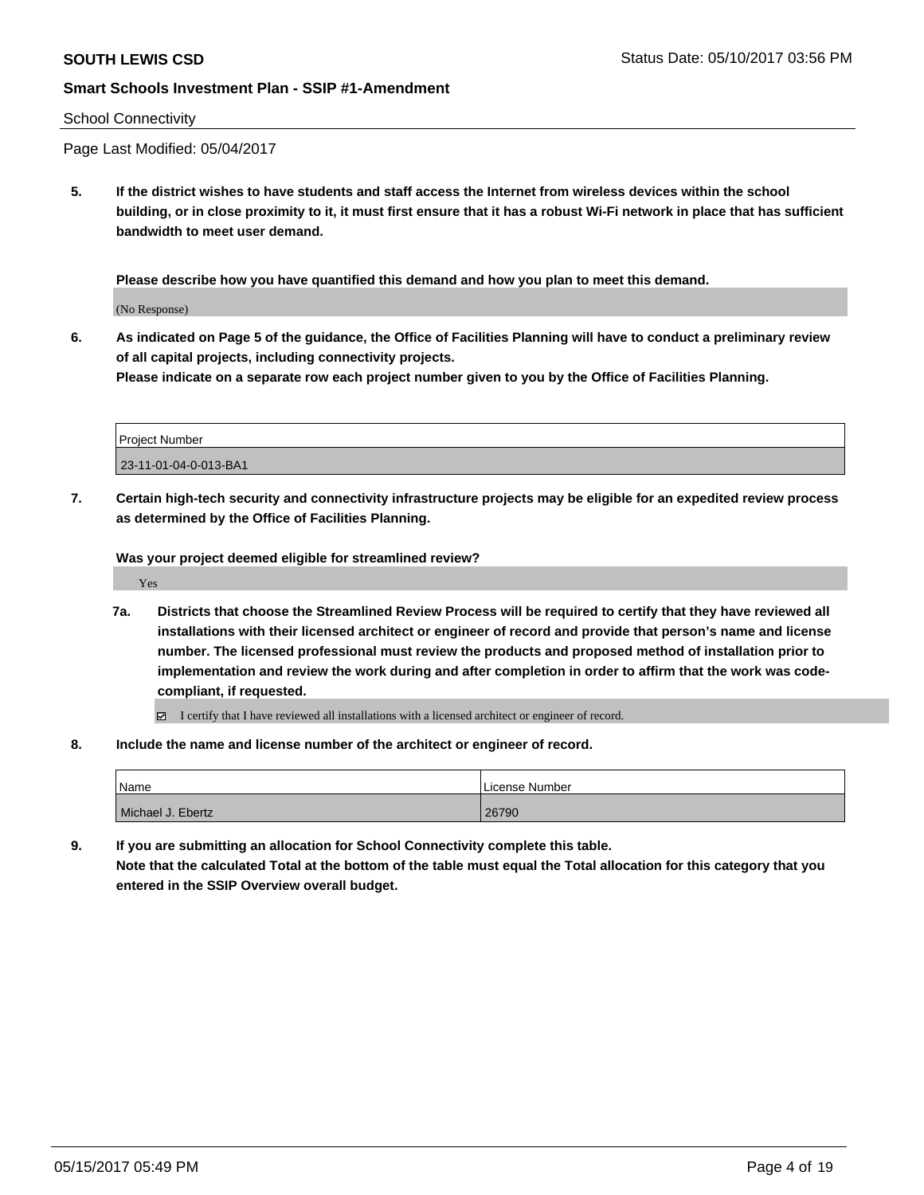School Connectivity

Page Last Modified: 05/04/2017

5. **If the district wishes to have students and staff access the Internet from wireless devices within the school building, or in close proximity to it, it must first ensure that it has a robust Wi-Fi network in place that has sufficient bandwidth to meet user demand.**

   **Please describe how you have quantified this demand and how you plan to meet this demand.**

   (No Response)

6. **As indicated on Page 5 of the guidance, the Office of Facilities Planning will have to conduct a preliminary review of all capital projects, including connectivity projects.**
   **Please indicate on a separate row each project number given to you by the Office of Facilities Planning.**

| Project Number |
| --- |
| 23-11-01-04-0-013-BA1 |

7. **Certain high-tech security and connectivity infrastructure projects may be eligible for an expedited review process as determined by the Office of Facilities Planning.**

   **Was your project deemed eligible for streamlined review?**

   Yes

   7a. **Districts that choose the Streamlined Review Process will be required to certify that they have reviewed all installations with their licensed architect or engineer of record and provide that person's name and license number. The licensed professional must review the products and proposed method of installation prior to implementation and review the work during and after completion in order to affirm that the work was code-compliant, if requested.**

   ☑ I certify that I have reviewed all installations with a licensed architect or engineer of record.

8. **Include the name and license number of the architect or engineer of record.**

| Name | License Number |
| --- | --- |
| Michael J. Ebertz | 26790 |

9. **If you are submitting an allocation for School Connectivity complete this table.**
   **Note that the calculated Total at the bottom of the table must equal the Total allocation for this category that you entered in the SSIP Overview overall budget.**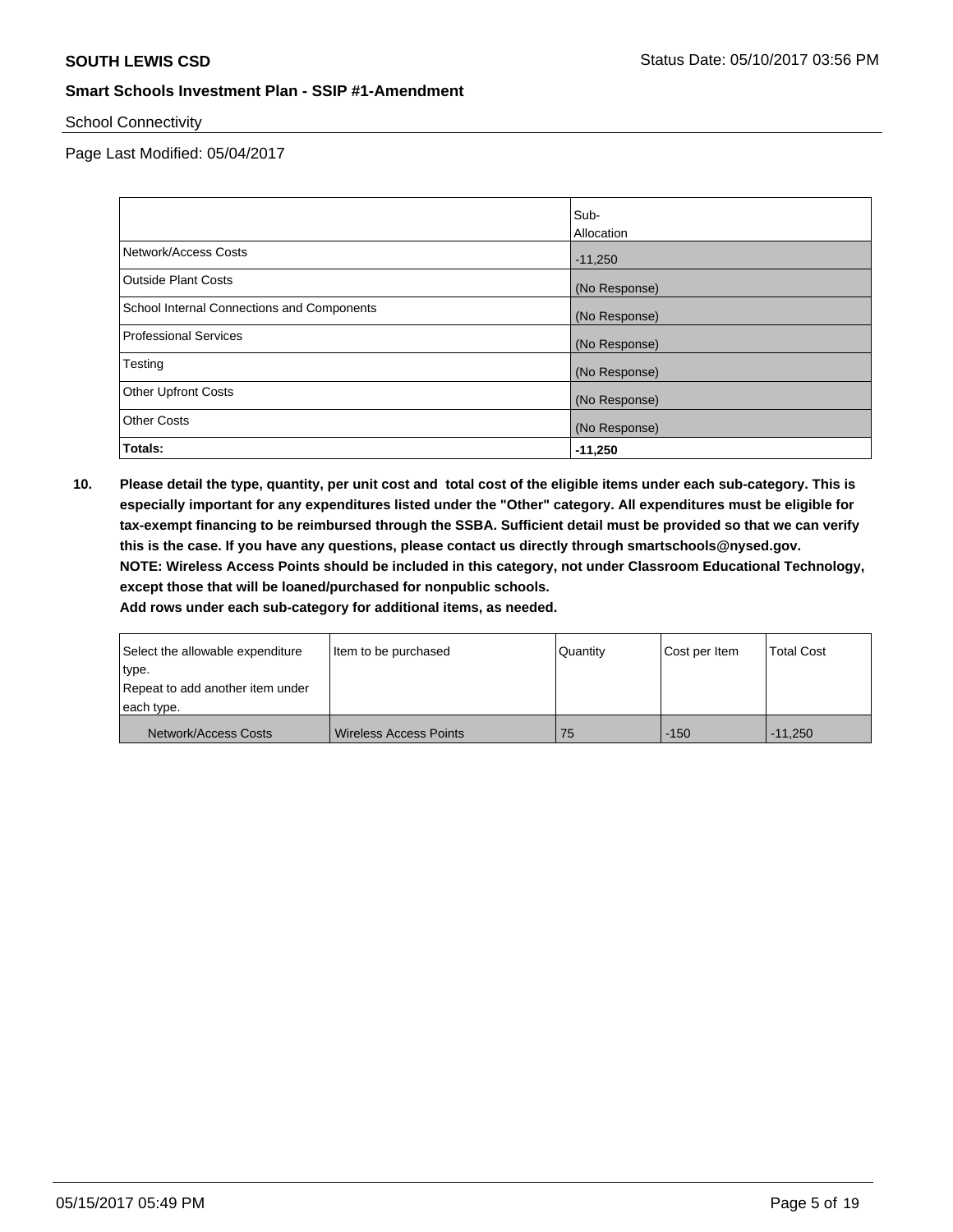School Connectivity

Page Last Modified: 05/04/2017

| | Sub-Allocation |
|---|---|
| Network/Access Costs | -11,250 |
| Outside Plant Costs | (No Response) |
| School Internal Connections and Components | (No Response) |
| Professional Services | (No Response) |
| Testing | (No Response) |
| Other Upfront Costs | (No Response) |
| Other Costs | (No Response) |
| **Totals:** | **-11,250** |

**10. Please detail the type, quantity, per unit cost and total cost of the eligible items under each sub-category. This is especially important for any expenditures listed under the "Other" category. All expenditures must be eligible for tax-exempt financing to be reimbursed through the SSBA. Sufficient detail must be provided so that we can verify this is the case. If you have any questions, please contact us directly through smartschools@nysed.gov.**
**NOTE: Wireless Access Points should be included in this category, not under Classroom Educational Technology, except those that will be loaned/purchased for nonpublic schools.**
**Add rows under each sub-category for additional items, as needed.**

| Select the allowable expenditure type. Repeat to add another item under each type. | Item to be purchased | Quantity | Cost per Item | Total Cost |
|---|---|---|---|---|
| Network/Access Costs | Wireless Access Points | 75 | -150 | -11,250 |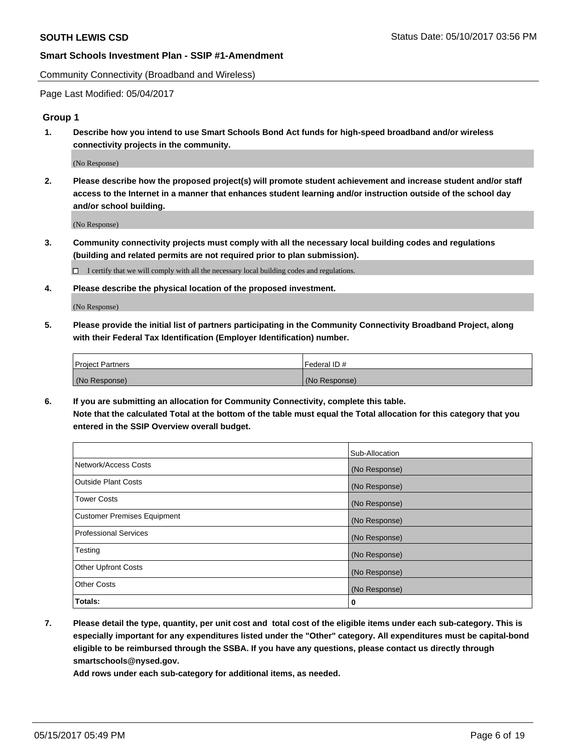**SOUTH LEWIS CSD** Status Date: 05/10/2017 03:56 PM

**Smart Schools Investment Plan - SSIP #1-Amendment**

Community Connectivity (Broadband and Wireless)

Page Last Modified: 05/04/2017

### Group 1

1. **Describe how you intend to use Smart Schools Bond Act funds for high-speed broadband and/or wireless connectivity projects in the community.**

   (No Response)

2. **Please describe how the proposed project(s) will promote student achievement and increase student and/or staff access to the Internet in a manner that enhances student learning and/or instruction outside of the school day and/or school building.**

   (No Response)

3. **Community connectivity projects must comply with all the necessary local building codes and regulations (building and related permits are not required prior to plan submission).**

   ☐ I certify that we will comply with all the necessary local building codes and regulations.

4. **Please describe the physical location of the proposed investment.**

   (No Response)

5. **Please provide the initial list of partners participating in the Community Connectivity Broadband Project, along with their Federal Tax Identification (Employer Identification) number.**

| Project Partners | Federal ID # |
| --- | --- |
| (No Response) | (No Response) |

6. **If you are submitting an allocation for Community Connectivity, complete this table.**
   **Note that the calculated Total at the bottom of the table must equal the Total allocation for this category that you entered in the SSIP Overview overall budget.**

| | Sub-Allocation |
| --- | --- |
| Network/Access Costs | (No Response) |
| Outside Plant Costs | (No Response) |
| Tower Costs | (No Response) |
| Customer Premises Equipment | (No Response) |
| Professional Services | (No Response) |
| Testing | (No Response) |
| Other Upfront Costs | (No Response) |
| Other Costs | (No Response) |
| **Totals:** | **0** |

7. **Please detail the type, quantity, per unit cost and total cost of the eligible items under each sub-category. This is especially important for any expenditures listed under the "Other" category. All expenditures must be capital-bond eligible to be reimbursed through the SSBA. If you have any questions, please contact us directly through smartschools@nysed.gov.**
   **Add rows under each sub-category for additional items, as needed.**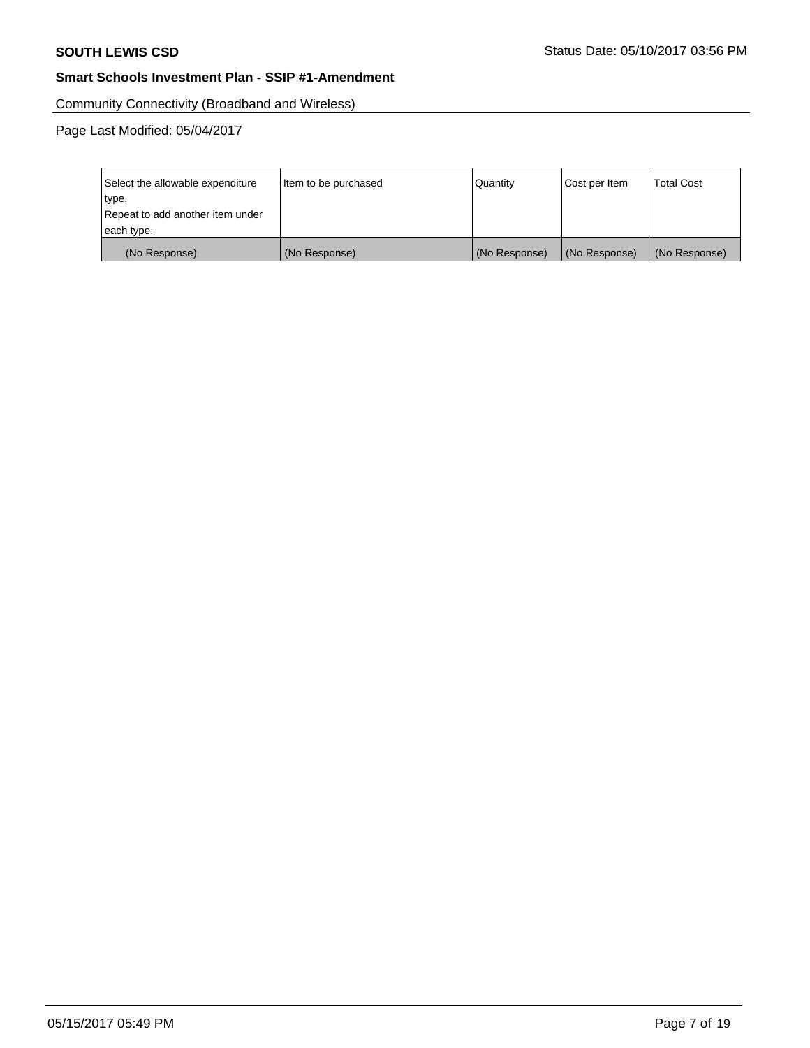**SOUTH LEWIS CSD** Status Date: 05/10/2017 03:56 PM

**Smart Schools Investment Plan - SSIP #1-Amendment**

Community Connectivity (Broadband and Wireless)

Page Last Modified: 05/04/2017

| Select the allowable expenditure type.<br>Repeat to add another item under each type. | Item to be purchased | Quantity | Cost per Item | Total Cost |
|---|---|---|---|---|
| (No Response) | (No Response) | (No Response) | (No Response) | (No Response) |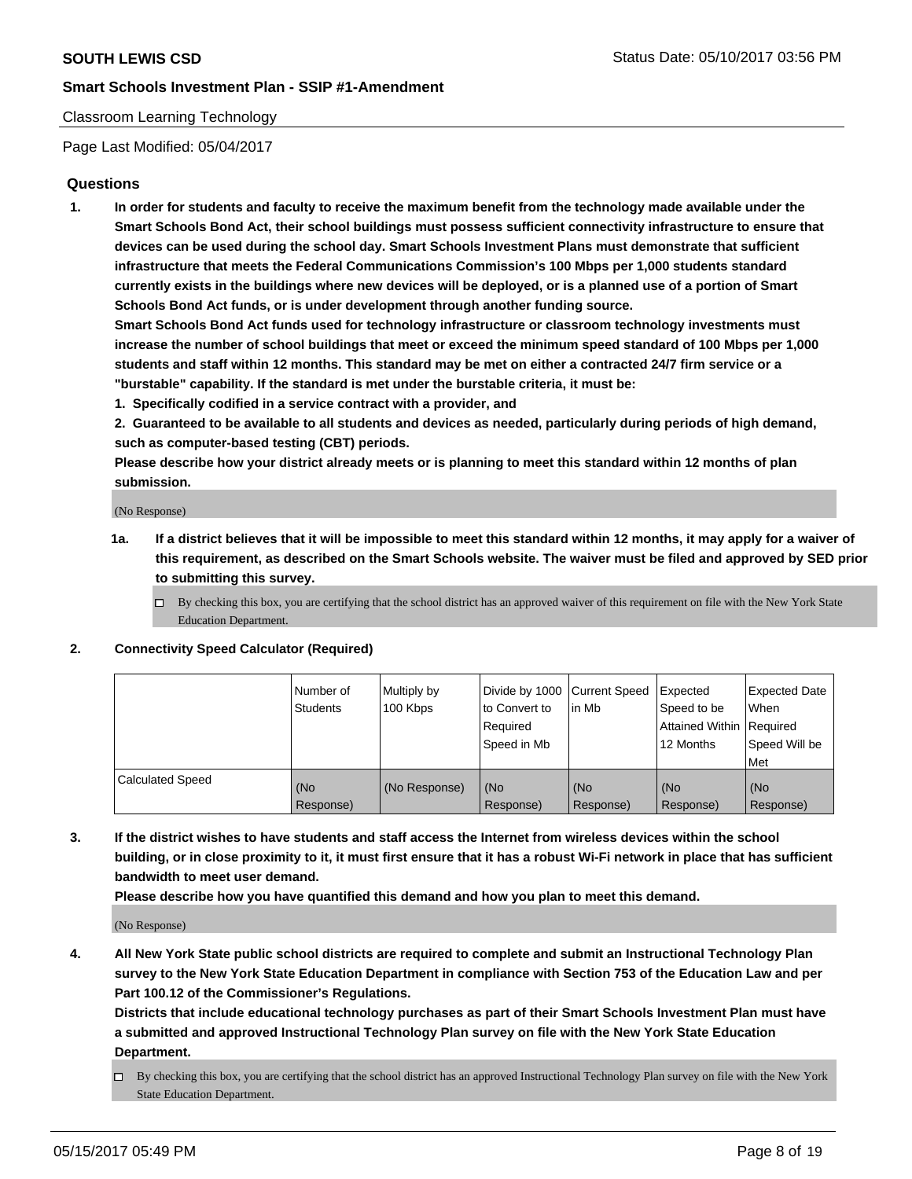Classroom Learning Technology

Page Last Modified: 05/04/2017

## Questions

1. **In order for students and faculty to receive the maximum benefit from the technology made available under the Smart Schools Bond Act, their school buildings must possess sufficient connectivity infrastructure to ensure that devices can be used during the school day. Smart Schools Investment Plans must demonstrate that sufficient infrastructure that meets the Federal Communications Commission's 100 Mbps per 1,000 students standard currently exists in the buildings where new devices will be deployed, or is a planned use of a portion of Smart Schools Bond Act funds, or is under development through another funding source.**

   **Smart Schools Bond Act funds used for technology infrastructure or classroom technology investments must increase the number of school buildings that meet or exceed the minimum speed standard of 100 Mbps per 1,000 students and staff within 12 months. This standard may be met on either a contracted 24/7 firm service or a "burstable" capability. If the standard is met under the burstable criteria, it must be:**

   **1. Specifically codified in a service contract with a provider, and**

   **2. Guaranteed to be available to all students and devices as needed, particularly during periods of high demand, such as computer-based testing (CBT) periods.**

   **Please describe how your district already meets or is planning to meet this standard within 12 months of plan submission.**

   (No Response)

   **1a. If a district believes that it will be impossible to meet this standard within 12 months, it may apply for a waiver of this requirement, as described on the Smart Schools website. The waiver must be filed and approved by SED prior to submitting this survey.**

   ☐ By checking this box, you are certifying that the school district has an approved waiver of this requirement on file with the New York State Education Department.

2. **Connectivity Speed Calculator (Required)**

| | Number of Students | Multiply by 100 Kbps | Divide by 1000 to Convert to Required Speed in Mb | Current Speed in Mb | Expected Speed to be Attained Within 12 Months | Expected Date When Required Speed Will be Met |
|---|---|---|---|---|---|---|
| Calculated Speed | (No Response) | (No Response) | (No Response) | (No Response) | (No Response) | (No Response) |

3. **If the district wishes to have students and staff access the Internet from wireless devices within the school building, or in close proximity to it, it must first ensure that it has a robust Wi-Fi network in place that has sufficient bandwidth to meet user demand.**

   **Please describe how you have quantified this demand and how you plan to meet this demand.**

   (No Response)

4. **All New York State public school districts are required to complete and submit an Instructional Technology Plan survey to the New York State Education Department in compliance with Section 753 of the Education Law and per Part 100.12 of the Commissioner's Regulations.**

   **Districts that include educational technology purchases as part of their Smart Schools Investment Plan must have a submitted and approved Instructional Technology Plan survey on file with the New York State Education Department.**

   ☐ By checking this box, you are certifying that the school district has an approved Instructional Technology Plan survey on file with the New York State Education Department.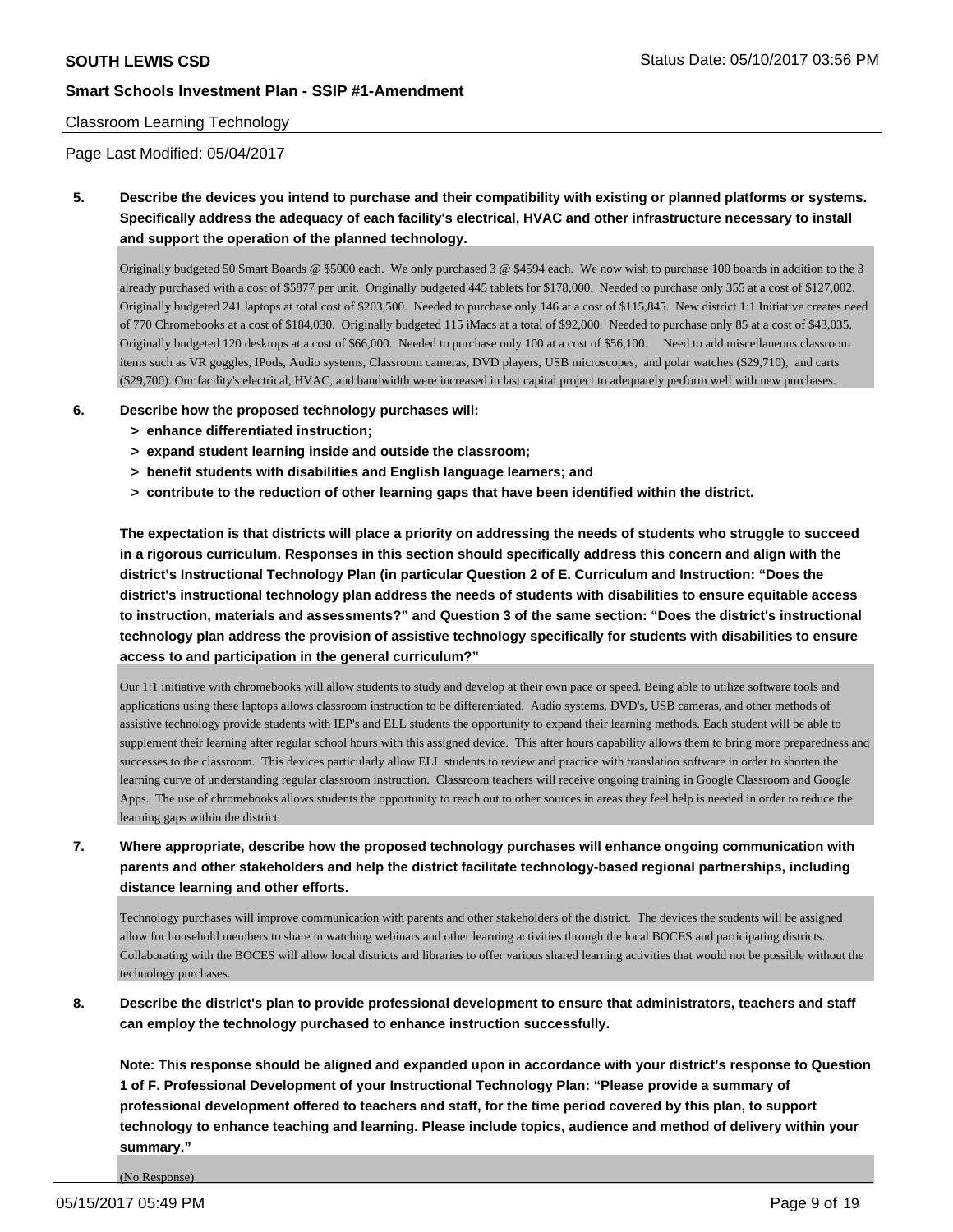Classroom Learning Technology

Page Last Modified: 05/04/2017

**5. Describe the devices you intend to purchase and their compatibility with existing or planned platforms or systems. Specifically address the adequacy of each facility's electrical, HVAC and other infrastructure necessary to install and support the operation of the planned technology.**

Originally budgeted 50 Smart Boards @ $5000 each. We only purchased 3 @ $4594 each. We now wish to purchase 100 boards in addition to the 3 already purchased with a cost of $5877 per unit. Originally budgeted 445 tablets for $178,000. Needed to purchase only 355 at a cost of $127,002. Originally budgeted 241 laptops at total cost of $203,500. Needed to purchase only 146 at a cost of $115,845. New district 1:1 Initiative creates need of 770 Chromebooks at a cost of $184,030. Originally budgeted 115 iMacs at a total of $92,000. Needed to purchase only 85 at a cost of $43,035. Originally budgeted 120 desktops at a cost of $66,000. Needed to purchase only 100 at a cost of $56,100. Need to add miscellaneous classroom items such as VR goggles, IPods, Audio systems, Classroom cameras, DVD players, USB microscopes, and polar watches ($29,710), and carts ($29,700). Our facility's electrical, HVAC, and bandwidth were increased in last capital project to adequately perform well with new purchases.

**6. Describe how the proposed technology purchases will:**
- **> enhance differentiated instruction;**
- **> expand student learning inside and outside the classroom;**
- **> benefit students with disabilities and English language learners; and**
- **> contribute to the reduction of other learning gaps that have been identified within the district.**

**The expectation is that districts will place a priority on addressing the needs of students who struggle to succeed in a rigorous curriculum. Responses in this section should specifically address this concern and align with the district's Instructional Technology Plan (in particular Question 2 of E. Curriculum and Instruction: "Does the district's instructional technology plan address the needs of students with disabilities to ensure equitable access to instruction, materials and assessments?" and Question 3 of the same section: "Does the district's instructional technology plan address the provision of assistive technology specifically for students with disabilities to ensure access to and participation in the general curriculum?"**

Our 1:1 initiative with chromebooks will allow students to study and develop at their own pace or speed. Being able to utilize software tools and applications using these laptops allows classroom instruction to be differentiated. Audio systems, DVD's, USB cameras, and other methods of assistive technology provide students with IEP's and ELL students the opportunity to expand their learning methods. Each student will be able to supplement their learning after regular school hours with this assigned device. This after hours capability allows them to bring more preparedness and successes to the classroom. This devices particularly allow ELL students to review and practice with translation software in order to shorten the learning curve of understanding regular classroom instruction. Classroom teachers will receive ongoing training in Google Classroom and Google Apps. The use of chromebooks allows students the opportunity to reach out to other sources in areas they feel help is needed in order to reduce the learning gaps within the district.

**7. Where appropriate, describe how the proposed technology purchases will enhance ongoing communication with parents and other stakeholders and help the district facilitate technology-based regional partnerships, including distance learning and other efforts.**

Technology purchases will improve communication with parents and other stakeholders of the district. The devices the students will be assigned allow for household members to share in watching webinars and other learning activities through the local BOCES and participating districts. Collaborating with the BOCES will allow local districts and libraries to offer various shared learning activities that would not be possible without the technology purchases.

**8. Describe the district's plan to provide professional development to ensure that administrators, teachers and staff can employ the technology purchased to enhance instruction successfully.**

**Note: This response should be aligned and expanded upon in accordance with your district's response to Question 1 of F. Professional Development of your Instructional Technology Plan: "Please provide a summary of professional development offered to teachers and staff, for the time period covered by this plan, to support technology to enhance teaching and learning. Please include topics, audience and method of delivery within your summary."**

(No Response)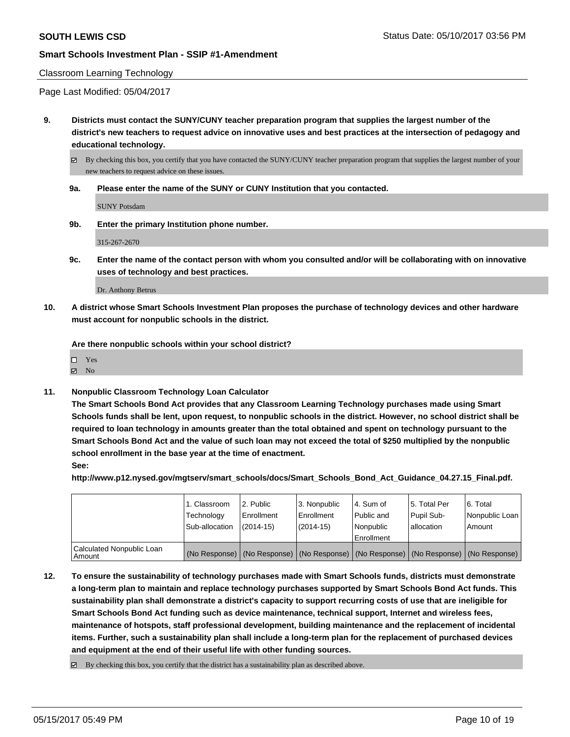Classroom Learning Technology

Page Last Modified: 05/04/2017

**9. Districts must contact the SUNY/CUNY teacher preparation program that supplies the largest number of the district's new teachers to request advice on innovative uses and best practices at the intersection of pedagogy and educational technology.**

☑ By checking this box, you certify that you have contacted the SUNY/CUNY teacher preparation program that supplies the largest number of your new teachers to request advice on these issues.

**9a. Please enter the name of the SUNY or CUNY Institution that you contacted.**

SUNY Potsdam

**9b. Enter the primary Institution phone number.**

315-267-2670

**9c. Enter the name of the contact person with whom you consulted and/or will be collaborating with on innovative uses of technology and best practices.**

Dr. Anthony Betrus

**10. A district whose Smart Schools Investment Plan proposes the purchase of technology devices and other hardware must account for nonpublic schools in the district.**

**Are there nonpublic schools within your school district?**

☐ Yes
☑ No

**11. Nonpublic Classroom Technology Loan Calculator**

**The Smart Schools Bond Act provides that any Classroom Learning Technology purchases made using Smart Schools funds shall be lent, upon request, to nonpublic schools in the district. However, no school district shall be required to loan technology in amounts greater than the total obtained and spent on technology pursuant to the Smart Schools Bond Act and the value of such loan may not exceed the total of $250 multiplied by the nonpublic school enrollment in the base year at the time of enactment.**

**See:**

**http://www.p12.nysed.gov/mgtserv/smart_schools/docs/Smart_Schools_Bond_Act_Guidance_04.27.15_Final.pdf.**

| | 1. Classroom Technology Sub-allocation | 2. Public Enrollment (2014-15) | 3. Nonpublic Enrollment (2014-15) | 4. Sum of Public and Nonpublic Enrollment | 5. Total Per Pupil Sub-allocation | 6. Total Nonpublic Loan Amount |
|---|---|---|---|---|---|---|
| Calculated Nonpublic Loan Amount | (No Response) | (No Response) | (No Response) | (No Response) | (No Response) | (No Response) |

**12. To ensure the sustainability of technology purchases made with Smart Schools funds, districts must demonstrate a long-term plan to maintain and replace technology purchases supported by Smart Schools Bond Act funds. This sustainability plan shall demonstrate a district's capacity to support recurring costs of use that are ineligible for Smart Schools Bond Act funding such as device maintenance, technical support, Internet and wireless fees, maintenance of hotspots, staff professional development, building maintenance and the replacement of incidental items. Further, such a sustainability plan shall include a long-term plan for the replacement of purchased devices and equipment at the end of their useful life with other funding sources.**

☑ By checking this box, you certify that the district has a sustainability plan as described above.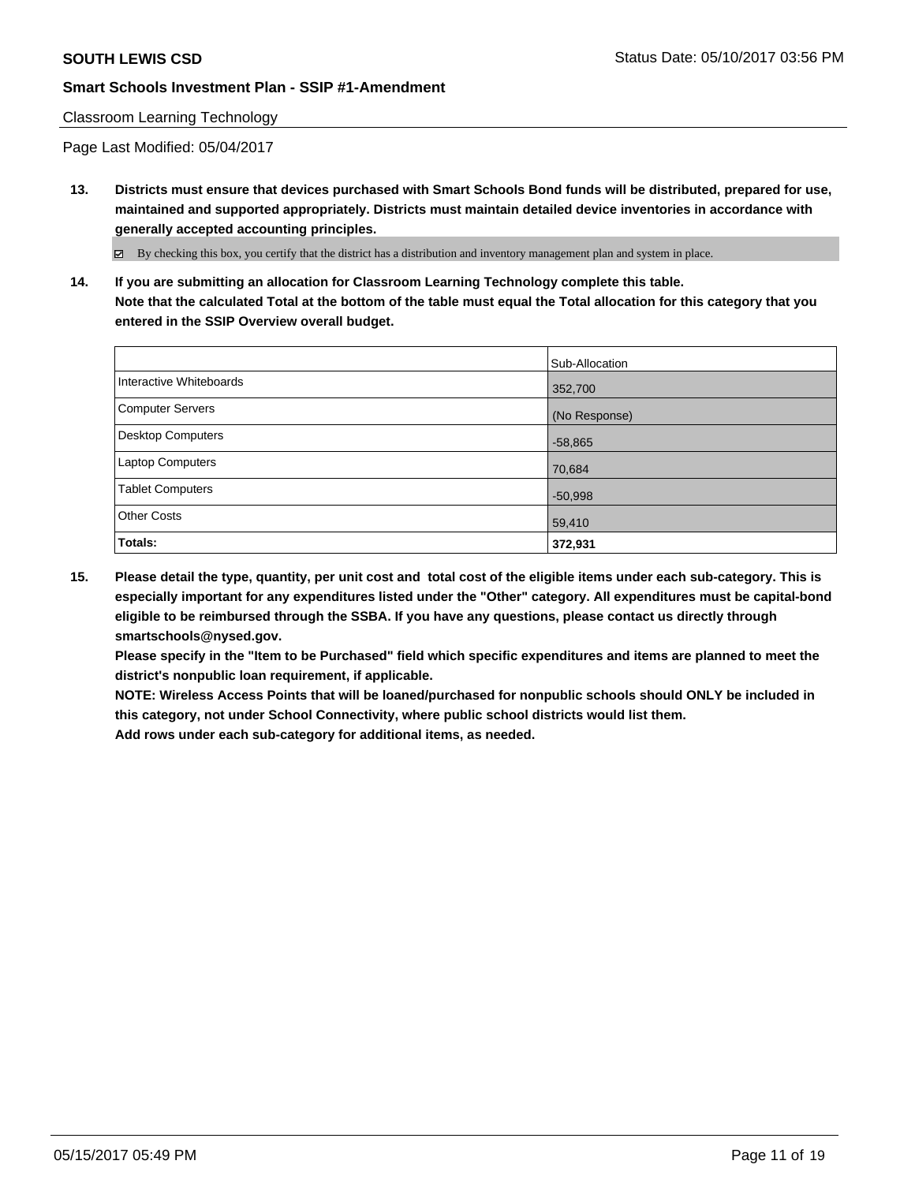Classroom Learning Technology

Page Last Modified: 05/04/2017

**13. Districts must ensure that devices purchased with Smart Schools Bond funds will be distributed, prepared for use, maintained and supported appropriately. Districts must maintain detailed device inventories in accordance with generally accepted accounting principles.**

☑ By checking this box, you certify that the district has a distribution and inventory management plan and system in place.

**14. If you are submitting an allocation for Classroom Learning Technology complete this table. Note that the calculated Total at the bottom of the table must equal the Total allocation for this category that you entered in the SSIP Overview overall budget.**

| | Sub-Allocation |
|---|---|
| Interactive Whiteboards | 352,700 |
| Computer Servers | (No Response) |
| Desktop Computers | -58,865 |
| Laptop Computers | 70,684 |
| Tablet Computers | -50,998 |
| Other Costs | 59,410 |
| **Totals:** | **372,931** |

**15. Please detail the type, quantity, per unit cost and total cost of the eligible items under each sub-category. This is especially important for any expenditures listed under the "Other" category. All expenditures must be capital-bond eligible to be reimbursed through the SSBA. If you have any questions, please contact us directly through smartschools@nysed.gov.**

**Please specify in the "Item to be Purchased" field which specific expenditures and items are planned to meet the district's nonpublic loan requirement, if applicable.**

**NOTE: Wireless Access Points that will be loaned/purchased for nonpublic schools should ONLY be included in this category, not under School Connectivity, where public school districts would list them.**

**Add rows under each sub-category for additional items, as needed.**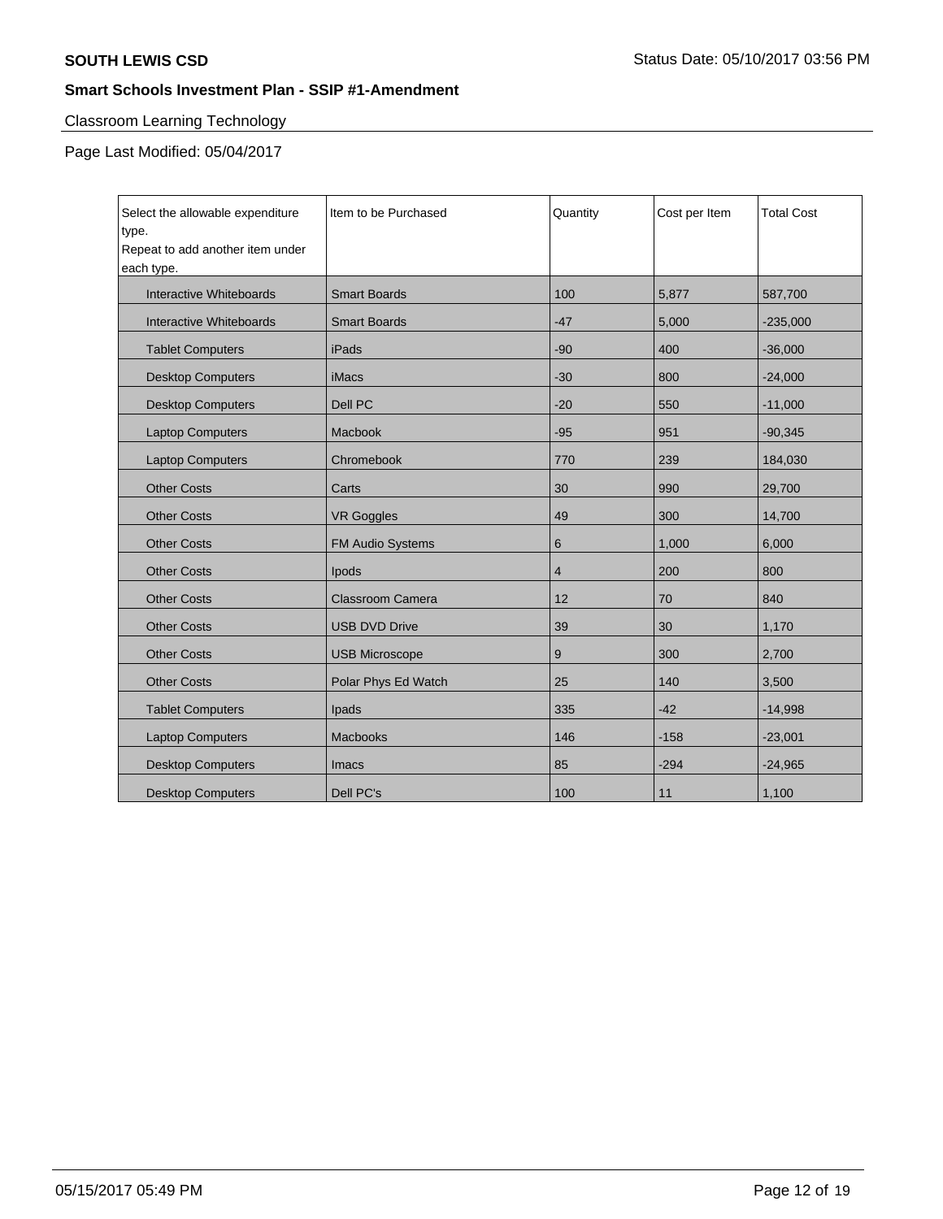**SOUTH LEWIS CSD**

Status Date: 05/10/2017 03:56 PM

**Smart Schools Investment Plan - SSIP #1-Amendment**

Classroom Learning Technology

Page Last Modified: 05/04/2017

| Select the allowable expenditure type. Repeat to add another item under each type. | Item to be Purchased | Quantity | Cost per Item | Total Cost |
|---|---|---|---|---|
| Interactive Whiteboards | Smart Boards | 100 | 5,877 | 587,700 |
| Interactive Whiteboards | Smart Boards | -47 | 5,000 | -235,000 |
| Tablet Computers | iPads | -90 | 400 | -36,000 |
| Desktop Computers | iMacs | -30 | 800 | -24,000 |
| Desktop Computers | Dell PC | -20 | 550 | -11,000 |
| Laptop Computers | Macbook | -95 | 951 | -90,345 |
| Laptop Computers | Chromebook | 770 | 239 | 184,030 |
| Other Costs | Carts | 30 | 990 | 29,700 |
| Other Costs | VR Goggles | 49 | 300 | 14,700 |
| Other Costs | FM Audio Systems | 6 | 1,000 | 6,000 |
| Other Costs | Ipods | 4 | 200 | 800 |
| Other Costs | Classroom Camera | 12 | 70 | 840 |
| Other Costs | USB DVD Drive | 39 | 30 | 1,170 |
| Other Costs | USB Microscope | 9 | 300 | 2,700 |
| Other Costs | Polar Phys Ed Watch | 25 | 140 | 3,500 |
| Tablet Computers | Ipads | 335 | -42 | -14,998 |
| Laptop Computers | Macbooks | 146 | -158 | -23,001 |
| Desktop Computers | Imacs | 85 | -294 | -24,965 |
| Desktop Computers | Dell PC's | 100 | 11 | 1,100 |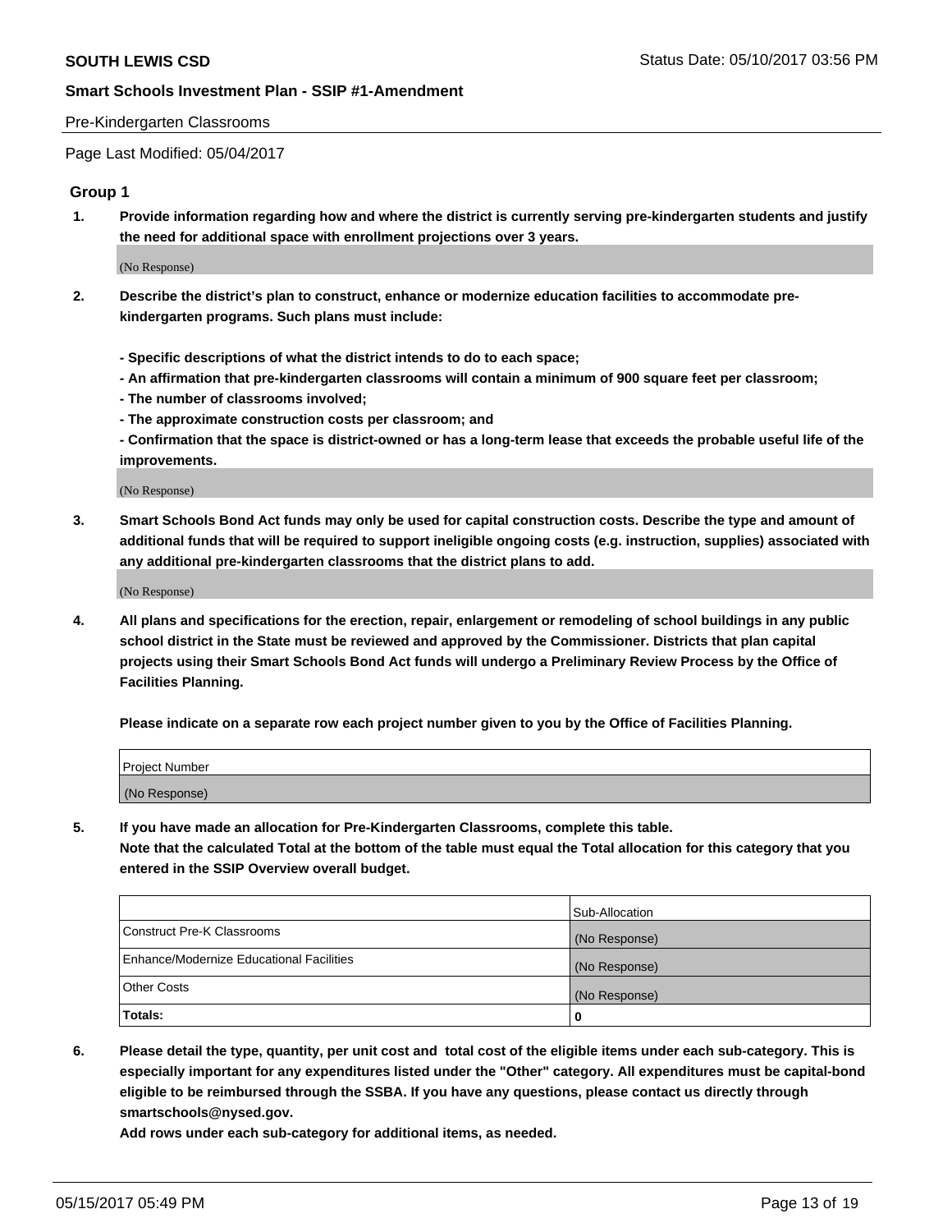Pre-Kindergarten Classrooms

Page Last Modified: 05/04/2017

## Group 1

**1. Provide information regarding how and where the district is currently serving pre-kindergarten students and justify the need for additional space with enrollment projections over 3 years.**

(No Response)

**2. Describe the district's plan to construct, enhance or modernize education facilities to accommodate pre-kindergarten programs. Such plans must include:**

**- Specific descriptions of what the district intends to do to each space;**
**- An affirmation that pre-kindergarten classrooms will contain a minimum of 900 square feet per classroom;**
**- The number of classrooms involved;**
**- The approximate construction costs per classroom; and**
**- Confirmation that the space is district-owned or has a long-term lease that exceeds the probable useful life of the improvements.**

(No Response)

**3. Smart Schools Bond Act funds may only be used for capital construction costs. Describe the type and amount of additional funds that will be required to support ineligible ongoing costs (e.g. instruction, supplies) associated with any additional pre-kindergarten classrooms that the district plans to add.**

(No Response)

**4. All plans and specifications for the erection, repair, enlargement or remodeling of school buildings in any public school district in the State must be reviewed and approved by the Commissioner. Districts that plan capital projects using their Smart Schools Bond Act funds will undergo a Preliminary Review Process by the Office of Facilities Planning.**

**Please indicate on a separate row each project number given to you by the Office of Facilities Planning.**

| Project Number |
|---|
| (No Response) |

**5. If you have made an allocation for Pre-Kindergarten Classrooms, complete this table.**
**Note that the calculated Total at the bottom of the table must equal the Total allocation for this category that you entered in the SSIP Overview overall budget.**

| | Sub-Allocation |
|---|---|
| Construct Pre-K Classrooms | (No Response) |
| Enhance/Modernize Educational Facilities | (No Response) |
| Other Costs | (No Response) |
| **Totals:** | **0** |

**6. Please detail the type, quantity, per unit cost and total cost of the eligible items under each sub-category. This is especially important for any expenditures listed under the "Other" category. All expenditures must be capital-bond eligible to be reimbursed through the SSBA. If you have any questions, please contact us directly through smartschools@nysed.gov.**

**Add rows under each sub-category for additional items, as needed.**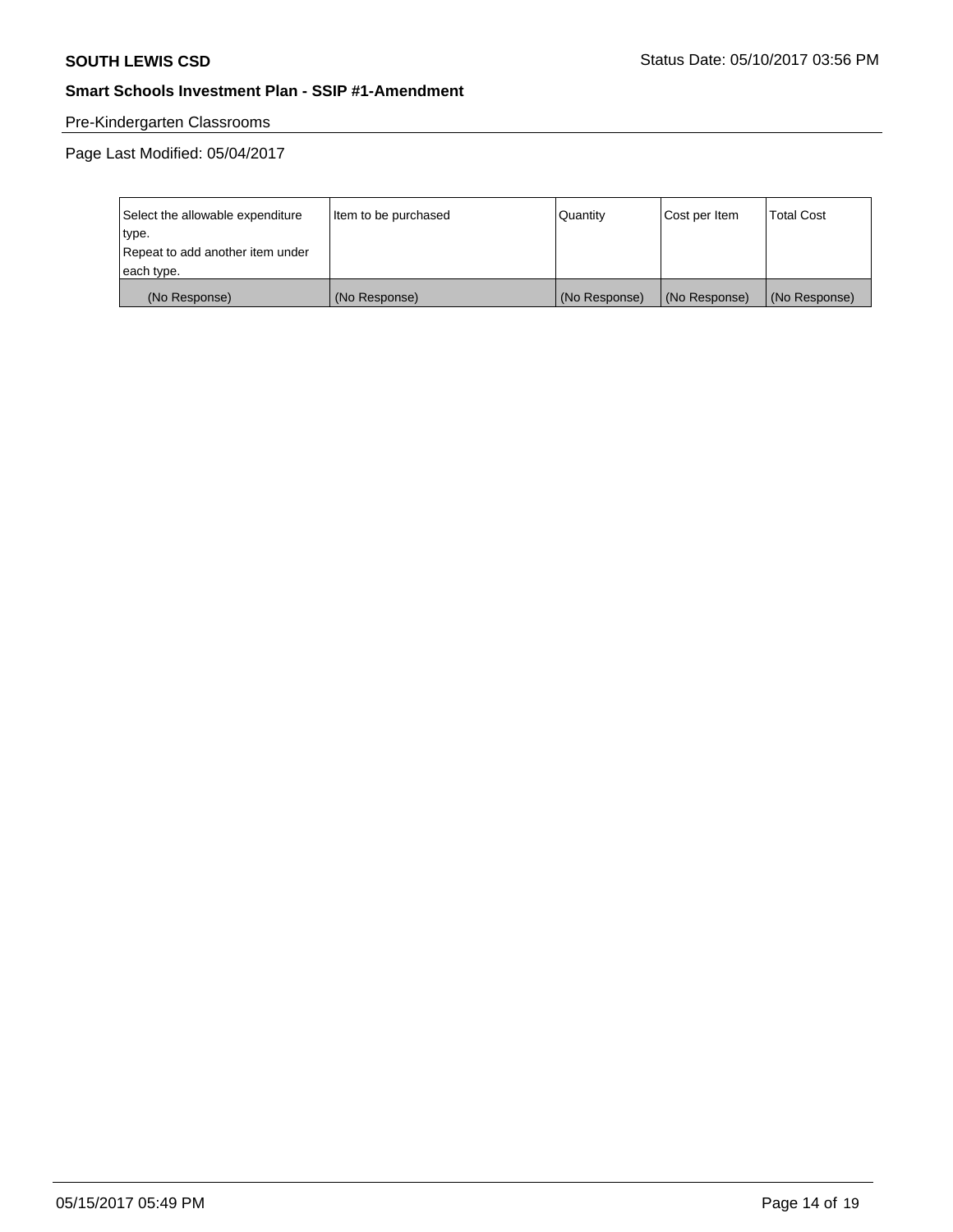Pre-Kindergarten Classrooms

Page Last Modified: 05/04/2017

| Select the allowable expenditure type. Repeat to add another item under each type. | Item to be purchased | Quantity | Cost per Item | Total Cost |
|---|---|---|---|---|
| (No Response) | (No Response) | (No Response) | (No Response) | (No Response) |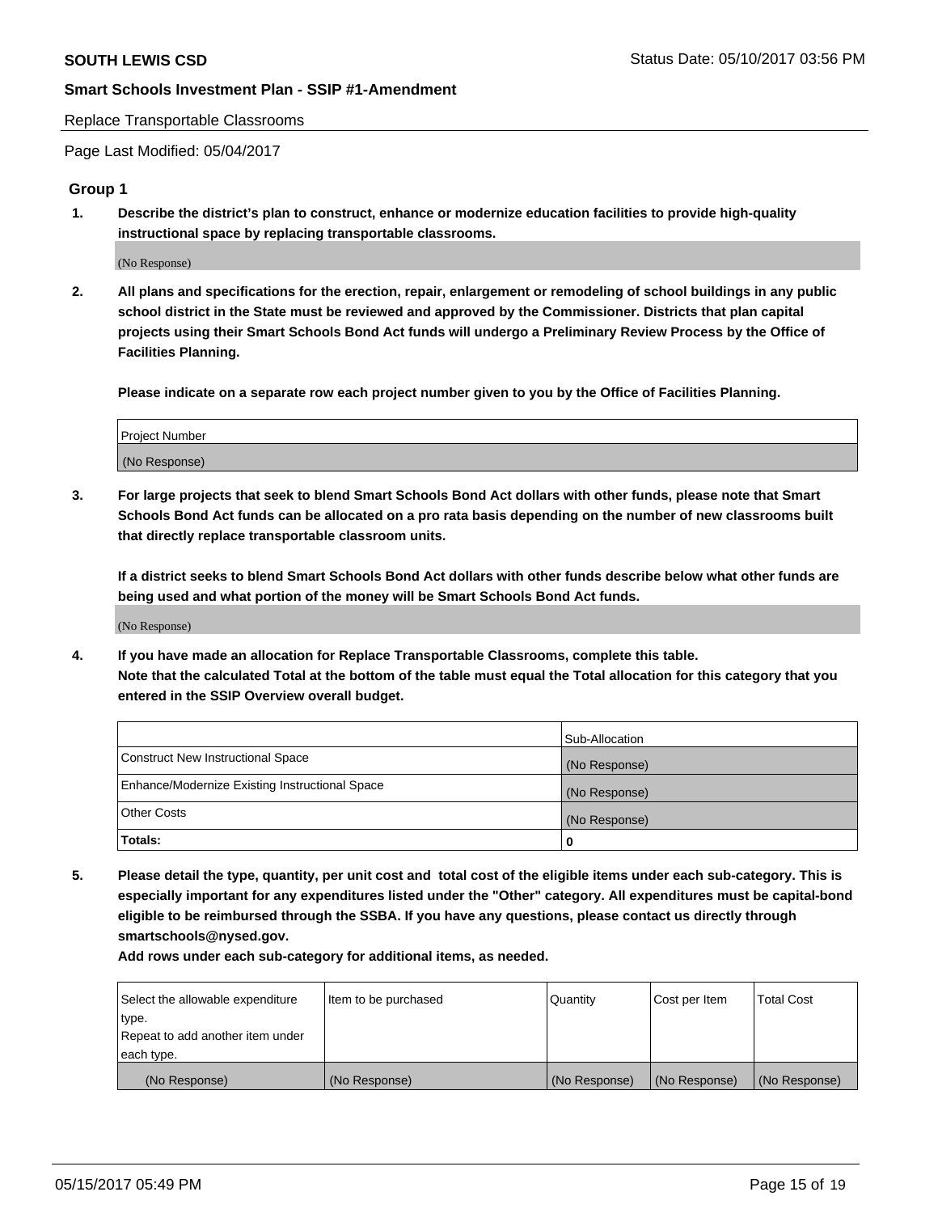Replace Transportable Classrooms

Page Last Modified: 05/04/2017

## Group 1

1. **Describe the district's plan to construct, enhance or modernize education facilities to provide high-quality instructional space by replacing transportable classrooms.**

(No Response)

2. **All plans and specifications for the erection, repair, enlargement or remodeling of school buildings in any public school district in the State must be reviewed and approved by the Commissioner. Districts that plan capital projects using their Smart Schools Bond Act funds will undergo a Preliminary Review Process by the Office of Facilities Planning.**

   **Please indicate on a separate row each project number given to you by the Office of Facilities Planning.**

| Project Number |
|---|
| (No Response) |

3. **For large projects that seek to blend Smart Schools Bond Act dollars with other funds, please note that Smart Schools Bond Act funds can be allocated on a pro rata basis depending on the number of new classrooms built that directly replace transportable classroom units.**

   **If a district seeks to blend Smart Schools Bond Act dollars with other funds describe below what other funds are being used and what portion of the money will be Smart Schools Bond Act funds.**

(No Response)

4. **If you have made an allocation for Replace Transportable Classrooms, complete this table.**
   **Note that the calculated Total at the bottom of the table must equal the Total allocation for this category that you entered in the SSIP Overview overall budget.**

| | Sub-Allocation |
|---|---|
| Construct New Instructional Space | (No Response) |
| Enhance/Modernize Existing Instructional Space | (No Response) |
| Other Costs | (No Response) |
| **Totals:** | **0** |

5. **Please detail the type, quantity, per unit cost and total cost of the eligible items under each sub-category. This is especially important for any expenditures listed under the "Other" category. All expenditures must be capital-bond eligible to be reimbursed through the SSBA. If you have any questions, please contact us directly through smartschools@nysed.gov.**

   **Add rows under each sub-category for additional items, as needed.**

| Select the allowable expenditure type. Repeat to add another item under each type. | Item to be purchased | Quantity | Cost per Item | Total Cost |
|---|---|---|---|---|
| (No Response) | (No Response) | (No Response) | (No Response) | (No Response) |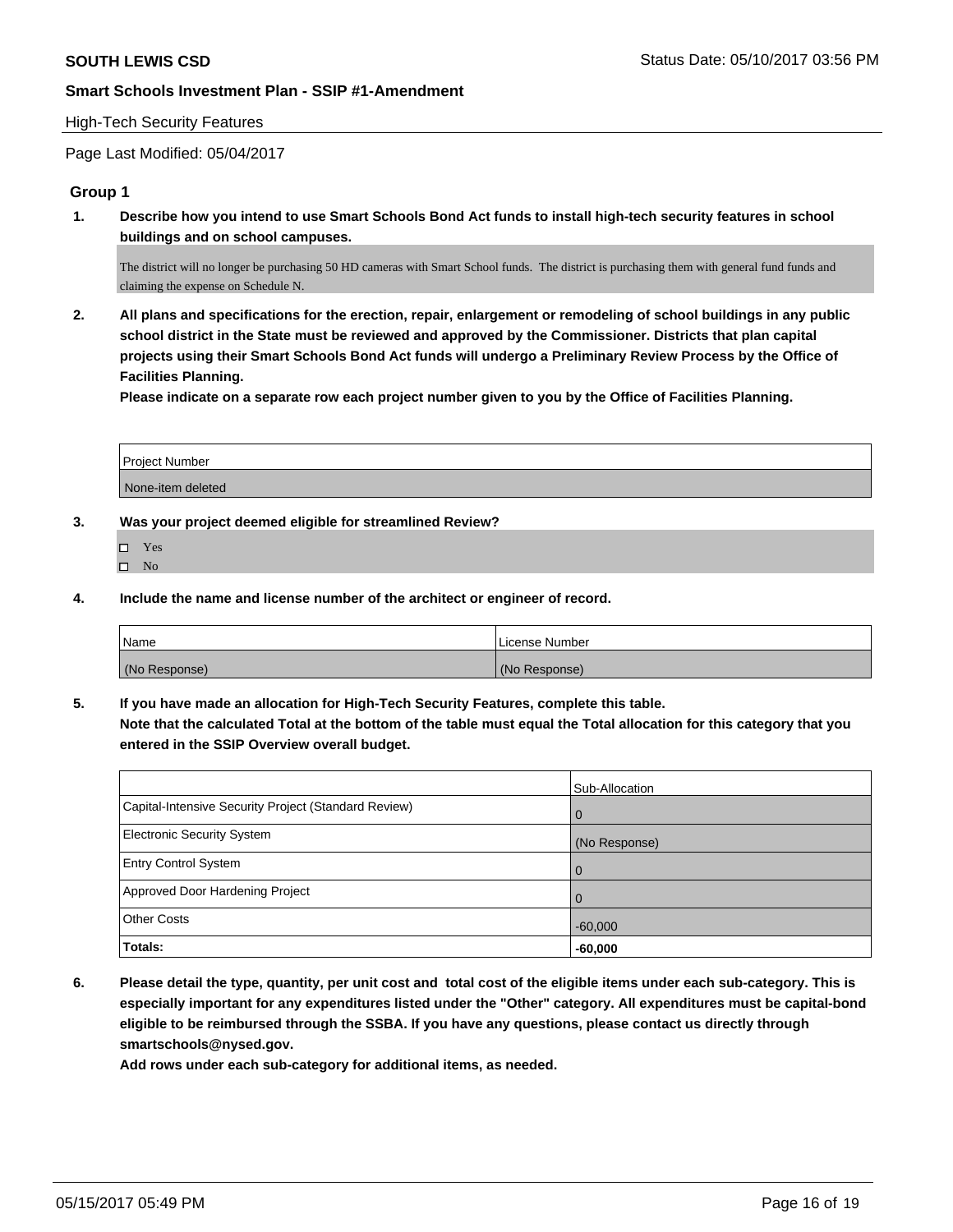**SOUTH LEWIS CSD** Status Date: 05/10/2017 03:56 PM

**Smart Schools Investment Plan - SSIP #1-Amendment**

High-Tech Security Features

Page Last Modified: 05/04/2017

### Group 1

**1. Describe how you intend to use Smart Schools Bond Act funds to install high-tech security features in school buildings and on school campuses.**

The district will no longer be purchasing 50 HD cameras with Smart School funds. The district is purchasing them with general fund funds and claiming the expense on Schedule N.

**2. All plans and specifications for the erection, repair, enlargement or remodeling of school buildings in any public school district in the State must be reviewed and approved by the Commissioner. Districts that plan capital projects using their Smart Schools Bond Act funds will undergo a Preliminary Review Process by the Office of Facilities Planning.**

**Please indicate on a separate row each project number given to you by the Office of Facilities Planning.**

| Project Number |
| --- |
| None-item deleted |

**3. Was your project deemed eligible for streamlined Review?**

- ☐ Yes
- ☐ No

**4. Include the name and license number of the architect or engineer of record.**

| Name | License Number |
| --- | --- |
| (No Response) | (No Response) |

**5. If you have made an allocation for High-Tech Security Features, complete this table.**
**Note that the calculated Total at the bottom of the table must equal the Total allocation for this category that you entered in the SSIP Overview overall budget.**

| | Sub-Allocation |
| --- | --- |
| Capital-Intensive Security Project (Standard Review) | 0 |
| Electronic Security System | (No Response) |
| Entry Control System | 0 |
| Approved Door Hardening Project | 0 |
| Other Costs | -60,000 |
| **Totals:** | **-60,000** |

**6. Please detail the type, quantity, per unit cost and total cost of the eligible items under each sub-category. This is especially important for any expenditures listed under the "Other" category. All expenditures must be capital-bond eligible to be reimbursed through the SSBA. If you have any questions, please contact us directly through smartschools@nysed.gov.**

**Add rows under each sub-category for additional items, as needed.**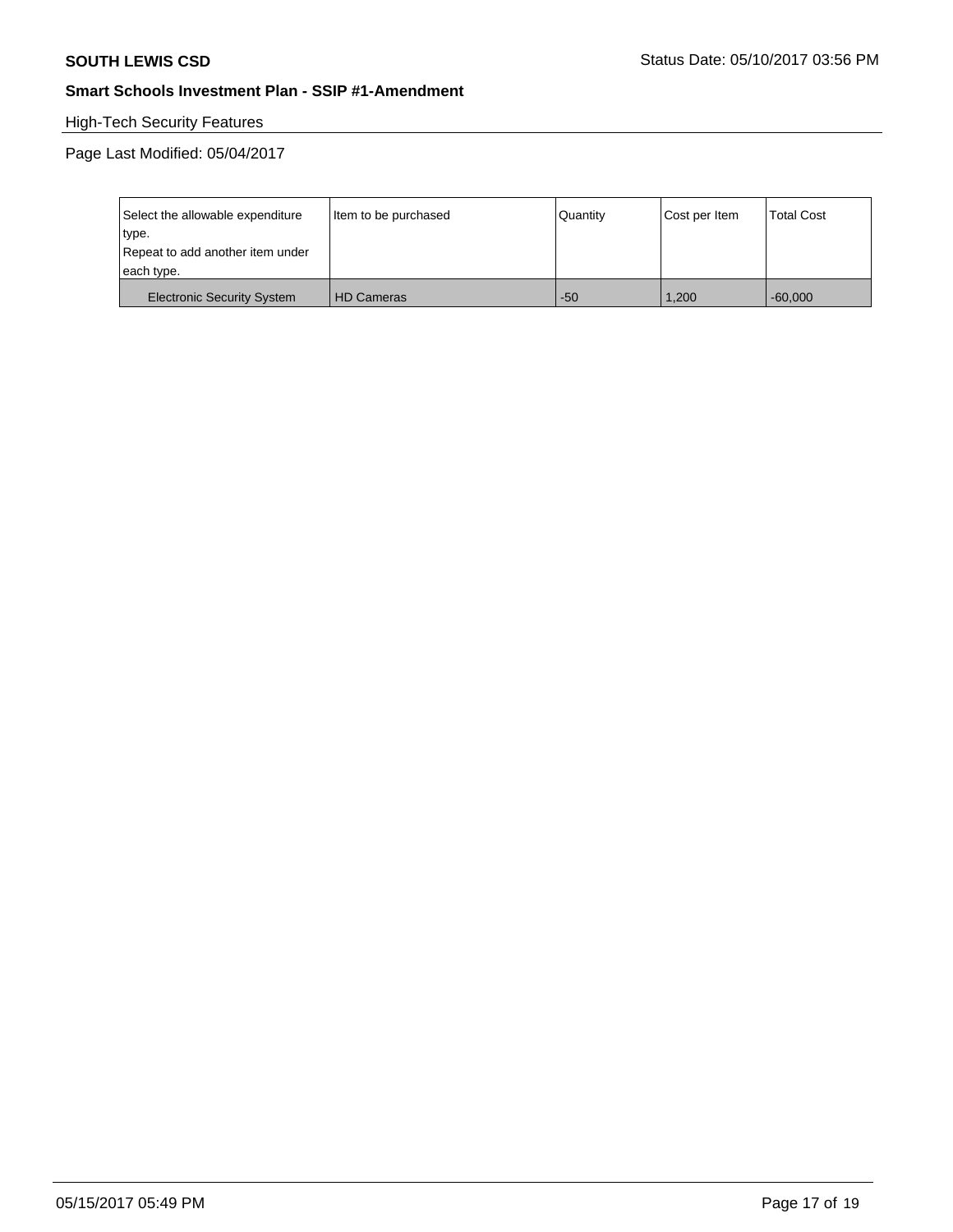**SOUTH LEWIS CSD**

Status Date: 05/10/2017 03:56 PM

**Smart Schools Investment Plan - SSIP #1-Amendment**

High-Tech Security Features

Page Last Modified: 05/04/2017

| Select the allowable expenditure type.<br>Repeat to add another item under each type. | Item to be purchased | Quantity | Cost per Item | Total Cost |
|---|---|---|---|---|
| Electronic Security System | HD Cameras | -50 | 1,200 | -60,000 |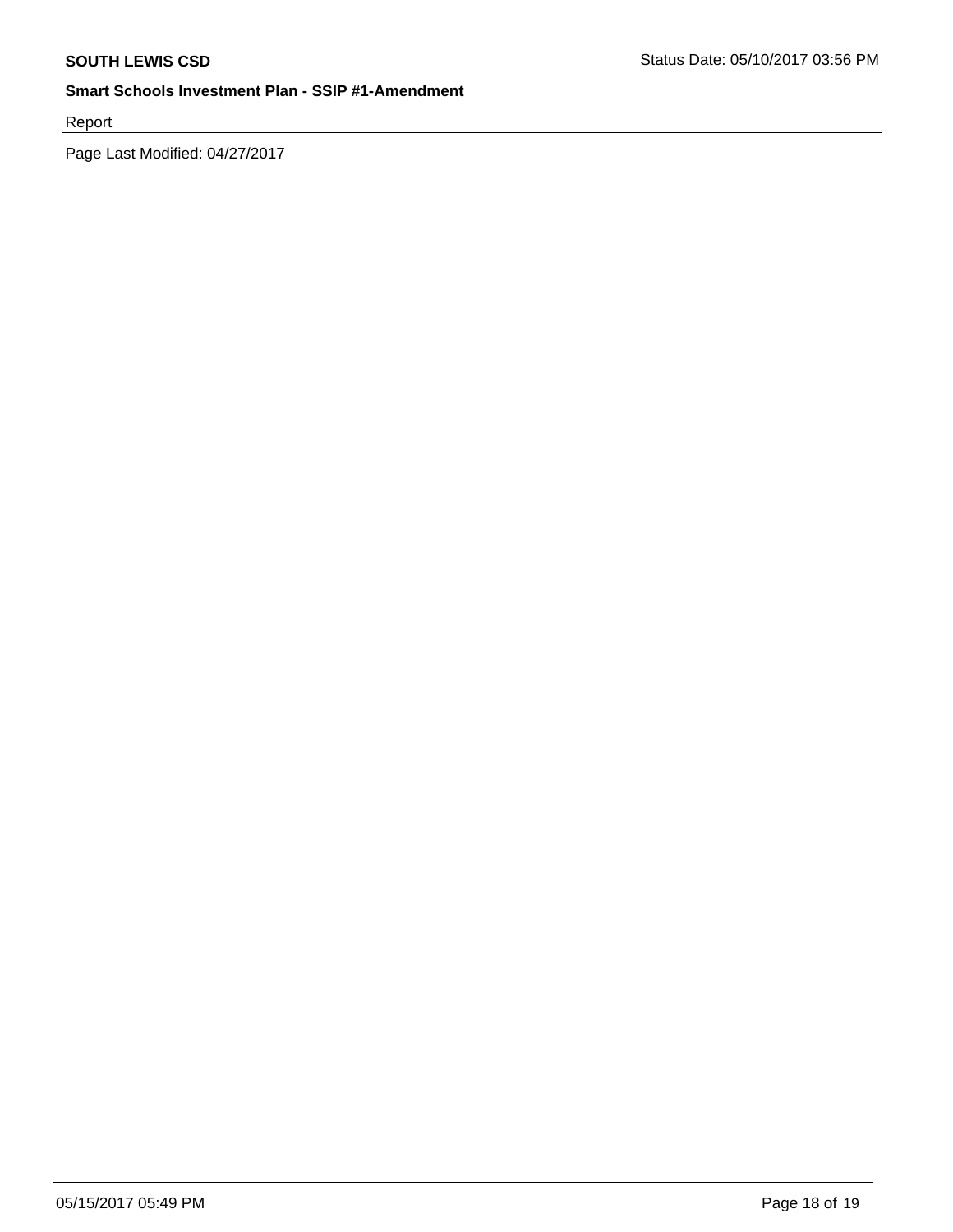Report

Page Last Modified: 04/27/2017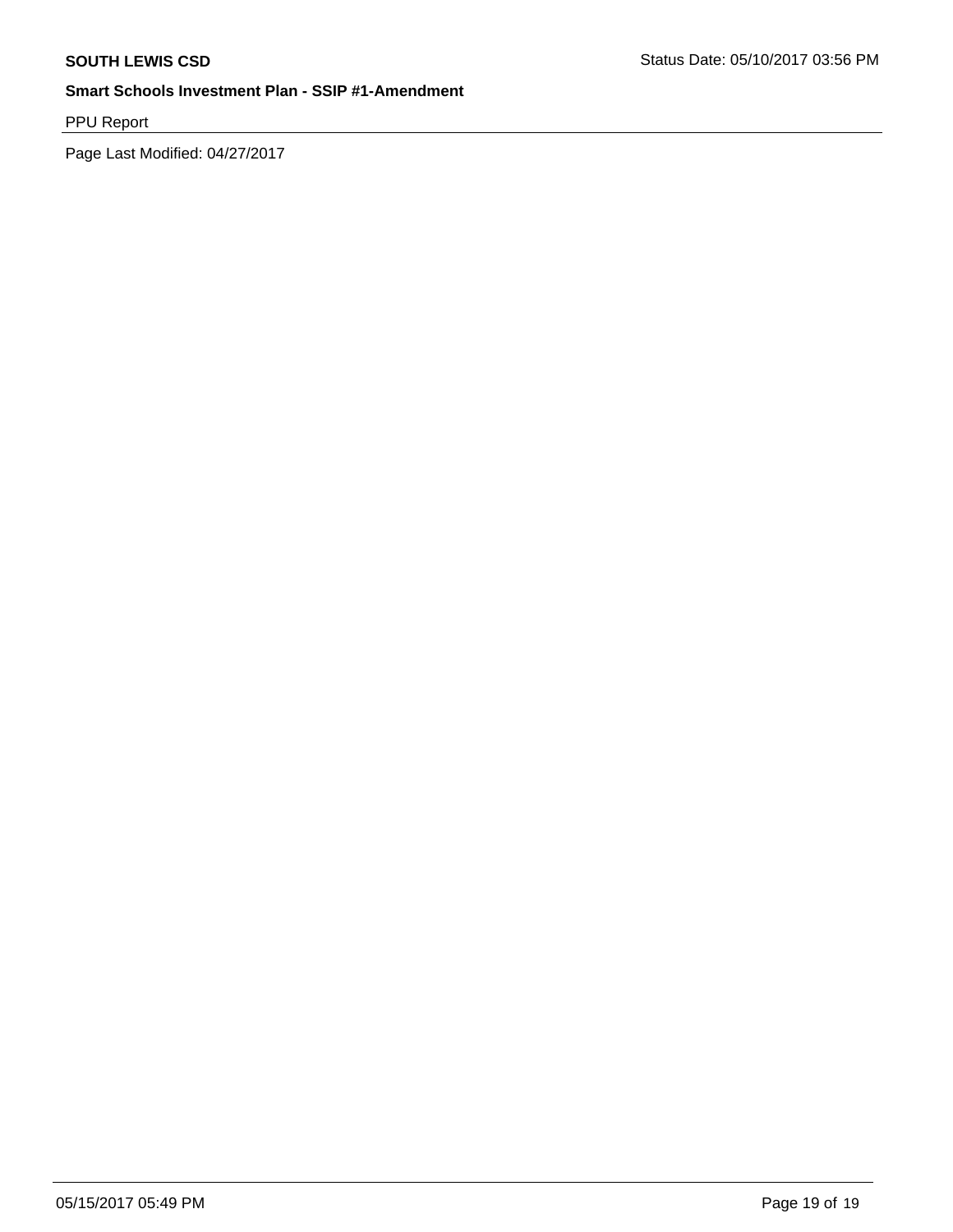PPU Report

Page Last Modified: 04/27/2017